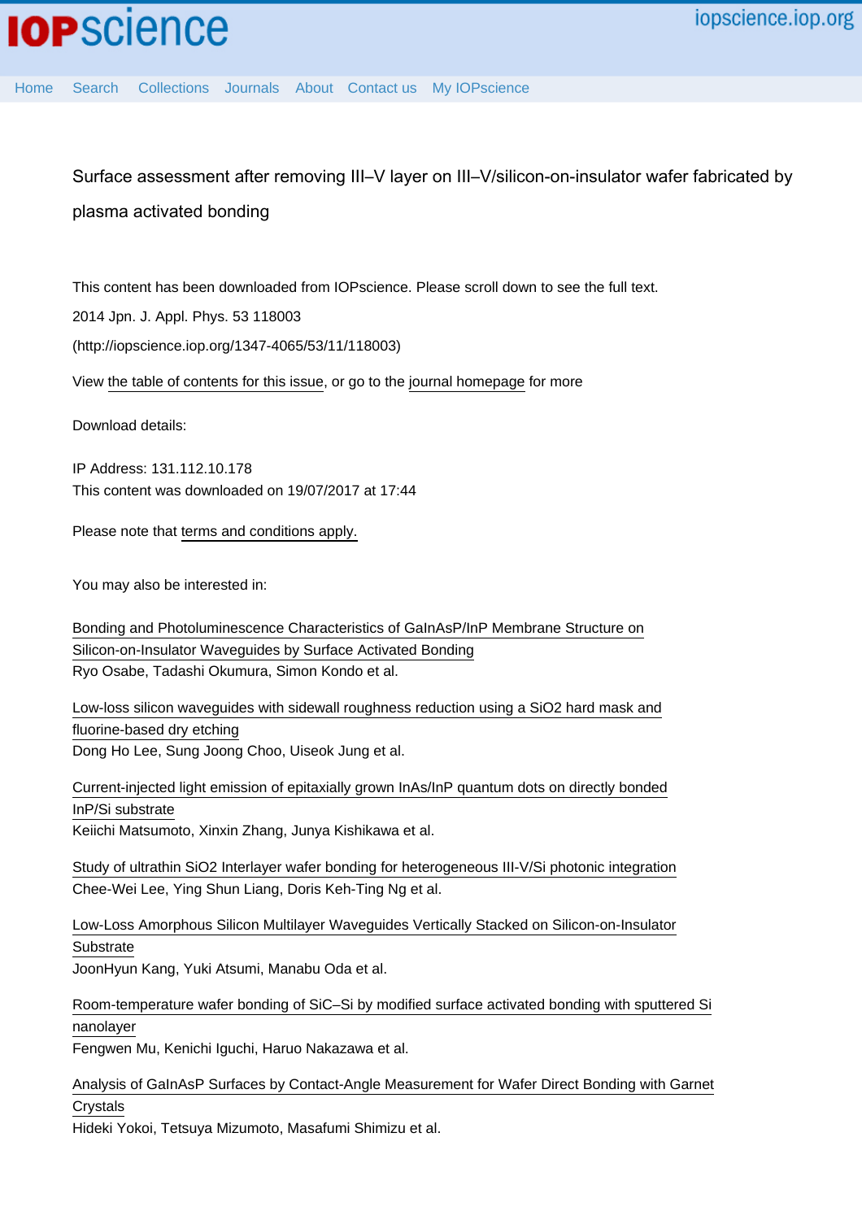# Surface assessment after removing III–V layer on III–V/silicon-on-insulator wafer fabricated by plasma activated bonding

This content has been downloaded from IOPscience. Please scroll down to see the full text.

2014 Jpn. J. Appl. Phys. 53 118003

(http://iopscience.iop.org/1347-4065/53/11/118003)

View the table of contents for this issue, or go to the journal homepage for more

Download details:

IP Address: 131.112.10.178

This content was downloaded on 19/07/2017 at 17:44

Please note that terms and conditions apply.

You may also be interested in:

Bonding and Photoluminescence Characteristics of GaInAsP/InP Membrane Structure on Silicon-on-Insulator Waveguides by Surface Activated Bonding
Ryo Osabe, Tadashi Okumura, Simon Kondo et al.

Low-loss silicon waveguides with sidewall roughness reduction using a SiO2 hard mask and fluorine-based dry etching
Dong Ho Lee, Sung Joong Choo, Uiseok Jung et al.

Current-injected light emission of epitaxially grown InAs/InP quantum dots on directly bonded InP/Si substrate
Keiichi Matsumoto, Xinxin Zhang, Junya Kishikawa et al.

Study of ultrathin SiO2 Interlayer wafer bonding for heterogeneous III-V/Si photonic integration
Chee-Wei Lee, Ying Shun Liang, Doris Keh-Ting Ng et al.

Low-Loss Amorphous Silicon Multilayer Waveguides Vertically Stacked on Silicon-on-Insulator Substrate
JoonHyun Kang, Yuki Atsumi, Manabu Oda et al.

Room-temperature wafer bonding of SiC–Si by modified surface activated bonding with sputtered Si nanolayer
Fengwen Mu, Kenichi Iguchi, Haruo Nakazawa et al.

Analysis of GaInAsP Surfaces by Contact-Angle Measurement for Wafer Direct Bonding with Garnet Crystals
Hideki Yokoi, Tetsuya Mizumoto, Masafumi Shimizu et al.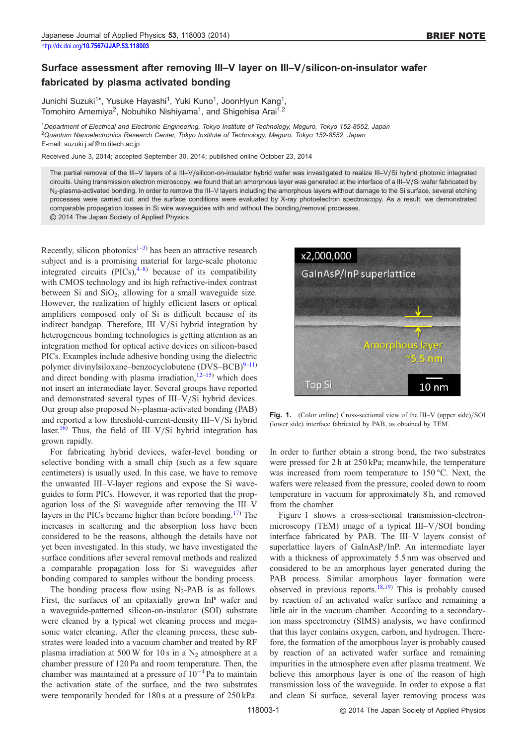# Surface assessment after removing III–V layer on III–V/silicon-on-insulator wafer fabricated by plasma activated bonding

Junichi Suzuki[1*], Yusuke Hayashi[1], Yuki Kuno[1], JoonHyun Kang[1], Tomohiro Amemiya[2], Nobuhiko Nishiyama[1], and Shigehisa Arai[1,2]

[1]Department of Electrical and Electronic Engineering, Tokyo Institute of Technology, Meguro, Tokyo 152-8552, Japan
[2]Quantum Nanoelectronics Research Center, Tokyo Institute of Technology, Meguro, Tokyo 152-8552, Japan
E-mail: suzuki.j.af@m.titech.ac.jp

Received June 3, 2014; accepted September 30, 2014; published online October 23, 2014

The partial removal of the III–V layers of a III–V/silicon-on-insulator hybrid wafer was investigated to realize III–V/Si hybrid photonic integrated circuits. Using transmission electron microscopy, we found that an amorphous layer was generated at the interface of a III–V/Si wafer fabricated by $N_2$-plasma-activated bonding. In order to remove the III–V layers including the amorphous layers without damage to the Si surface, several etching processes were carried out, and the surface conditions were evaluated by X-ray photoelectron spectroscopy. As a result, we demonstrated comparable propagation losses in Si wire waveguides with and without the bonding/removal processes.
© 2014 The Japan Society of Applied Physics

Recently, silicon photonics[1–3] has been an attractive research subject and is a promising material for large-scale photonic integrated circuits (PICs),[4–8] because of its compatibility with CMOS technology and its high refractive-index contrast between Si and $SiO_2$, allowing for a small waveguide size. However, the realization of highly efficient lasers or optical amplifiers composed only of Si is difficult because of its indirect bandgap. Therefore, III–V/Si hybrid integration by heterogeneous bonding technologies is getting attention as an integration method for optical active devices on silicon-based PICs. Examples include adhesive bonding using the dielectric polymer divinylsiloxane–benzocyclobutene (DVS–BCB)[9–11] and direct bonding with plasma irradiation,[12–15] which does not insert an intermediate layer. Several groups have reported and demonstrated several types of III–V/Si hybrid devices. Our group also proposed $N_2$-plasma-activated bonding (PAB) and reported a low threshold-current-density III–V/Si hybrid laser.[16] Thus, the field of III–V/Si hybrid integration has grown rapidly.

For fabricating hybrid devices, wafer-level bonding or selective bonding with a small chip (such as a few square centimeters) is usually used. In this case, we have to remove the unwanted III–V-layer regions and expose the Si waveguides to form PICs. However, it was reported that the propagation loss of the Si waveguide after removing the III–V layers in the PICs became higher than before bonding.[17] The increases in scattering and the absorption loss have been considered to be the reasons, although the details have not yet been investigated. In this study, we have investigated the surface conditions after several removal methods and realized a comparable propagation loss for Si waveguides after bonding compared to samples without the bonding process.

The bonding process flow using $N_2$-PAB is as follows. First, the surfaces of an epitaxially grown InP wafer and a waveguide-patterned silicon-on-insulator (SOI) substrate were cleaned by a typical wet cleaning process and megasonic water cleaning. After the cleaning process, these substrates were loaded into a vacuum chamber and treated by RF plasma irradiation at 500 W for 10 s in a $N_2$ atmosphere at a chamber pressure of 120 Pa and room temperature. Then, the chamber was maintained at a pressure of $10^{-4}$ Pa to maintain the activation state of the surface, and the two substrates were temporarily bonded for 180 s at a pressure of 250 kPa. In order to further obtain a strong bond, the two substrates were pressed for 2 h at 250 kPa; meanwhile, the temperature was increased from room temperature to 150 °C. Next, the wafers were released from the pressure, cooled down to room temperature in vacuum for approximately 8 h, and removed from the chamber.

Fig. 1. (Color online) Cross-sectional view of the III–V (upper side)/SOI (lower side) interface fabricated by PAB, as obtained by TEM.

Figure 1 shows a cross-sectional transmission-electron-microscopy (TEM) image of a typical III–V/SOI bonding interface fabricated by PAB. The III–V layers consist of superlattice layers of GaInAsP/InP. An intermediate layer with a thickness of approximately 5.5 nm was observed and considered to be an amorphous layer generated during the PAB process. Similar amorphous layer formation were observed in previous reports.[18,19] This is probably caused by reaction of an activated wafer surface and remaining a little air in the vacuum chamber. According to a secondary-ion mass spectrometry (SIMS) analysis, we have confirmed that this layer contains oxygen, carbon, and hydrogen. Therefore, the formation of the amorphous layer is probably caused by reaction of an activated wafer surface and remaining impurities in the atmosphere even after plasma treatment. We believe this amorphous layer is one of the reason of high transmission loss of the waveguide. In order to expose a flat and clean Si surface, several layer removing process was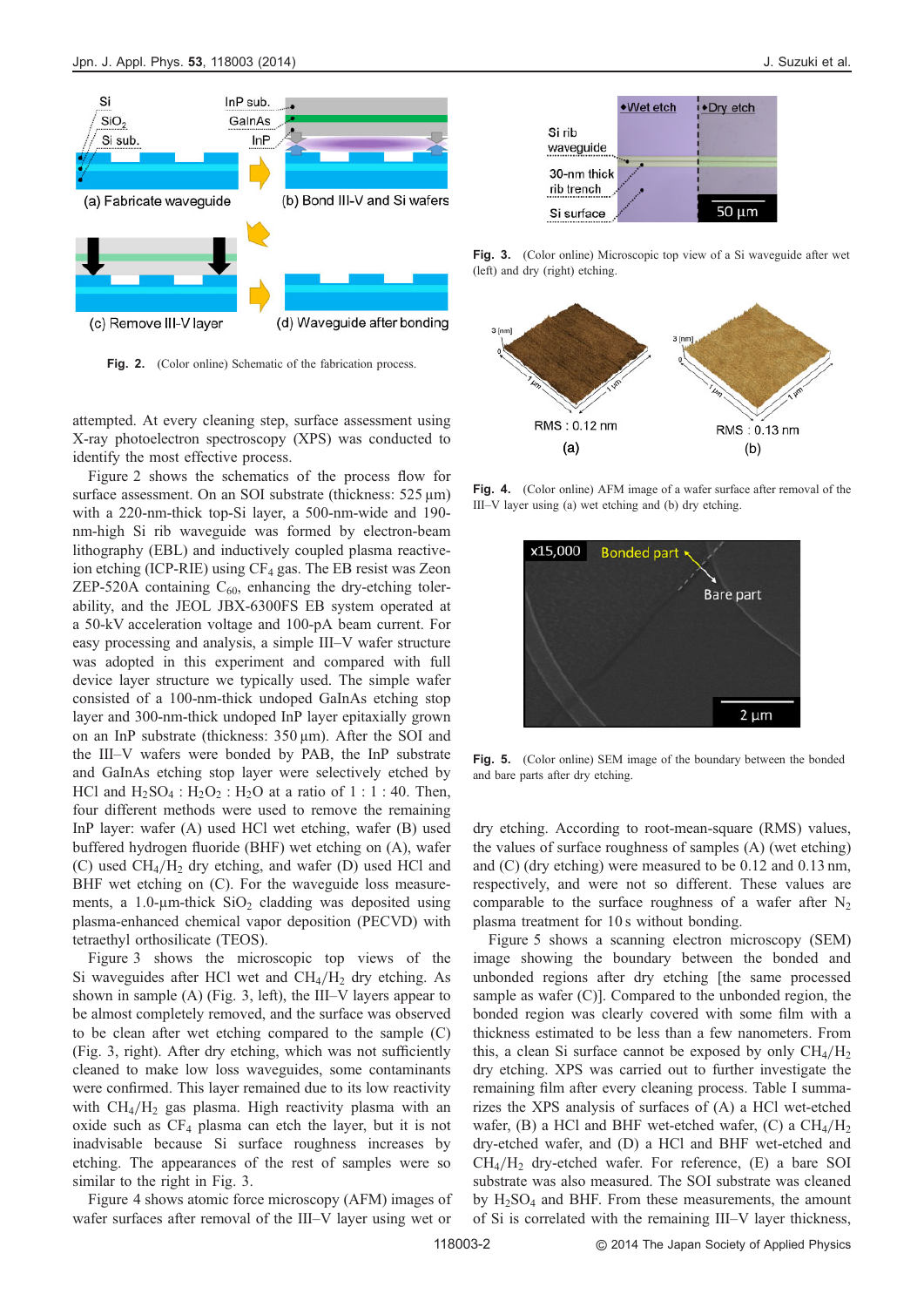Fig. 2. (Color online) Schematic of the fabrication process.

attempted. At every cleaning step, surface assessment using X-ray photoelectron spectroscopy (XPS) was conducted to identify the most effective process.

Figure 2 shows the schematics of the process flow for surface assessment. On an SOI substrate (thickness: 525 µm) with a 220-nm-thick top-Si layer, a 500-nm-wide and 190-nm-high Si rib waveguide was formed by electron-beam lithography (EBL) and inductively coupled plasma reactive-ion etching (ICP-RIE) using $CF_4$ gas. The EB resist was Zeon ZEP-520A containing $C_{60}$, enhancing the dry-etching tolerability, and the JEOL JBX-6300FS EB system operated at a 50-kV acceleration voltage and 100-pA beam current. For easy processing and analysis, a simple III–V wafer structure was adopted in this experiment and compared with full device layer structure we typically used. The simple wafer consisted of a 100-nm-thick undoped GaInAs etching stop layer and 300-nm-thick undoped InP layer epitaxially grown on an InP substrate (thickness: 350 µm). After the SOI and the III–V wafers were bonded by PAB, the InP substrate and GaInAs etching stop layer were selectively etched by HCl and $H_2SO_4$ : $H_2O_2$ : $H_2O$ at a ratio of 1 : 1 : 40. Then, four different methods were used to remove the remaining InP layer: wafer (A) used HCl wet etching, wafer (B) used buffered hydrogen fluoride (BHF) wet etching on (A), wafer (C) used $CH_4/H_2$ dry etching, and wafer (D) used HCl and BHF wet etching on (C). For the waveguide loss measurements, a 1.0-µm-thick $SiO_2$ cladding was deposited using plasma-enhanced chemical vapor deposition (PECVD) with tetraethyl orthosilicate (TEOS).

Figure 3 shows the microscopic top views of the Si waveguides after HCl wet and $CH_4/H_2$ dry etching. As shown in sample (A) (Fig. 3, left), the III–V layers appear to be almost completely removed, and the surface was observed to be clean after wet etching compared to the sample (C) (Fig. 3, right). After dry etching, which was not sufficiently cleaned to make low loss waveguides, some contaminants were confirmed. This layer remained due to its low reactivity with $CH_4/H_2$ gas plasma. High reactivity plasma with an oxide such as $CF_4$ plasma can etch the layer, but it is not inadvisable because Si surface roughness increases by etching. The appearances of the rest of samples were so similar to the right in Fig. 3.

Figure 4 shows atomic force microscopy (AFM) images of wafer surfaces after removal of the III–V layer using wet or dry etching. According to root-mean-square (RMS) values, the values of surface roughness of samples (A) (wet etching) and (C) (dry etching) were measured to be 0.12 and 0.13 nm, respectively, and were not so different. These values are comparable to the surface roughness of a wafer after $N_2$ plasma treatment for 10 s without bonding.

Fig. 3. (Color online) Microscopic top view of a Si waveguide after wet (left) and dry (right) etching.

Fig. 4. (Color online) AFM image of a wafer surface after removal of the III–V layer using (a) wet etching and (b) dry etching.

Fig. 5. (Color online) SEM image of the boundary between the bonded and bare parts after dry etching.

Figure 5 shows a scanning electron microscopy (SEM) image showing the boundary between the bonded and unbonded regions after dry etching [the same processed sample as wafer (C)]. Compared to the unbonded region, the bonded region was clearly covered with some film with a thickness estimated to be less than a few nanometers. From this, a clean Si surface cannot be exposed by only $CH_4/H_2$ dry etching. XPS was carried out to further investigate the remaining film after every cleaning process. Table I summarizes the XPS analysis of surfaces of (A) a HCl wet-etched wafer, (B) a HCl and BHF wet-etched wafer, (C) a $CH_4/H_2$ dry-etched wafer, and (D) a HCl and BHF wet-etched and $CH_4/H_2$ dry-etched wafer. For reference, (E) a bare SOI substrate was also measured. The SOI substrate was cleaned by $H_2SO_4$ and BHF. From these measurements, the amount of Si is correlated with the remaining III–V layer thickness,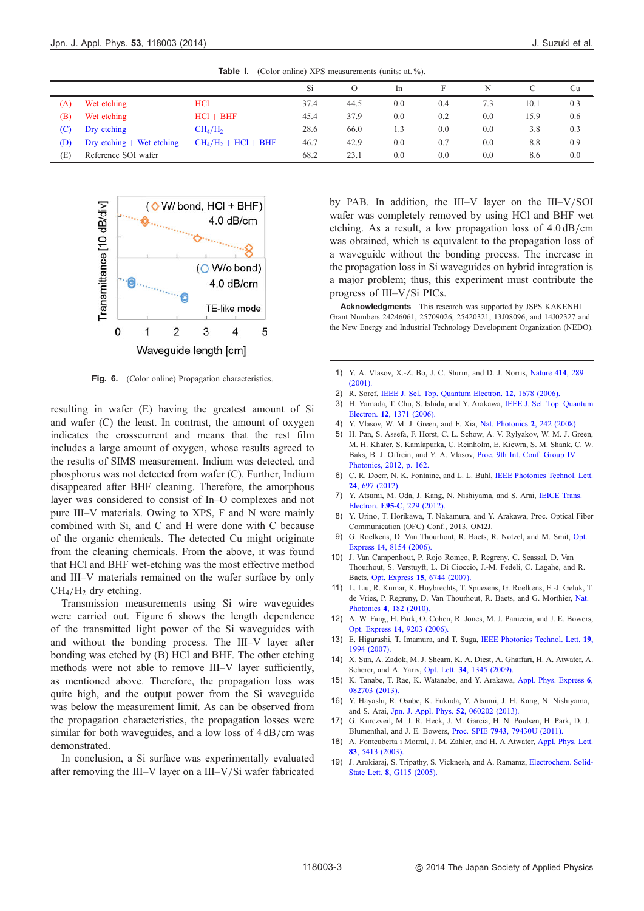Table I. (Color online) XPS measurements (units: at. %).

| | | | Si | O | In | F | N | C | Cu |
|---|---|---|---|---|---|---|---|---|---|
| (A) | Wet etching | HCl | 37.4 | 44.5 | 0.0 | 0.4 | 7.3 | 10.1 | 0.3 |
| (B) | Wet etching | HCl + BHF | 45.4 | 37.9 | 0.0 | 0.2 | 0.0 | 15.9 | 0.6 |
| (C) | Dry etching | $CH_4/H_2$ | 28.6 | 66.0 | 1.3 | 0.0 | 0.0 | 3.8 | 0.3 |
| (D) | Dry etching + Wet etching | $CH_4/H_2$ + HCl + BHF | 46.7 | 42.9 | 0.0 | 0.7 | 0.0 | 8.8 | 0.9 |
| (E) | Reference SOI wafer | | 68.2 | 23.1 | 0.0 | 0.0 | 0.0 | 8.6 | 0.0 |

(◇ W/ bond, HCl + BHF)
4.0 dB/cm
(○ W/o bond)
4.0 dB/cm
TE-like mode
Transmittance [10 dB/div]
0 1 2 3 4 5
Waveguide length [cm]

**Fig. 6.** (Color online) Propagation characteristics.

resulting in wafer (E) having the greatest amount of Si and wafer (C) the least. In contrast, the amount of oxygen indicates the crosscurrent and means that the rest film includes a large amount of oxygen, whose results agreed to the results of SIMS measurement. Indium was detected, and phosphorus was not detected from wafer (C). Further, Indium disappeared after BHF cleaning. Therefore, the amorphous layer was considered to consist of In–O complexes and not pure III–V materials. Owing to XPS, F and N were mainly combined with Si, and C and H were done with C because of the organic chemicals. The detected Cu might originate from the cleaning chemicals. From the above, it was found that HCl and BHF wet-etching was the most effective method and III–V materials remained on the wafer surface by only $CH_4/H_2$ dry etching.

Transmission measurements using Si wire waveguides were carried out. Figure 6 shows the length dependence of the transmitted light power of the Si waveguides with and without the bonding process. The III–V layer after bonding was etched by (B) HCl and BHF. The other etching methods were not able to remove III–V layer sufficiently, as mentioned above. Therefore, the propagation loss was quite high, and the output power from the Si waveguide was below the measurement limit. As can be observed from the propagation characteristics, the propagation losses were similar for both waveguides, and a low loss of 4 dB/cm was demonstrated.

In conclusion, a Si surface was experimentally evaluated after removing the III–V layer on a III–V/Si wafer fabricated by PAB. In addition, the III–V layer on the III–V/SOI wafer was completely removed by using HCl and BHF wet etching. As a result, a low propagation loss of 4.0 dB/cm was obtained, which is equivalent to the propagation loss of a waveguide without the bonding process. The increase in the propagation loss in Si waveguides on hybrid integration is a major problem; thus, this experiment must contribute the progress of III–V/Si PICs.

**Acknowledgments** This research was supported by JSPS KAKENHI Grant Numbers 24246061, 25709026, 25420321, 13J08096, and 14J02327 and the New Energy and Industrial Technology Development Organization (NEDO).

1) Y. A. Vlasov, X.-Z. Bo, J. C. Sturm, and D. J. Norris, Nature **414**, 289 (2001).
2) R. Soref, IEEE J. Sel. Top. Quantum Electron. **12**, 1678 (2006).
3) H. Yamada, T. Chu, S. Ishida, and Y. Arakawa, IEEE J. Sel. Top. Quantum Electron. **12**, 1371 (2006).
4) Y. Vlasov, W. M. J. Green, and F. Xia, Nat. Photonics **2**, 242 (2008).
5) H. Pan, S. Assefa, F. Horst, C. L. Schow, A. V. Rylyakov, W. M. J. Green, M. H. Khater, S. Kamlapurka, C. Reinholm, E. Kiewra, S. M. Shank, C. W. Baks, B. J. Offrein, and Y. A. Vlasov, Proc. 9th Int. Conf. Group IV Photonics, 2012, p. 162.
6) C. R. Doerr, N. K. Fontaine, and L. L. Buhl, IEEE Photonics Technol. Lett. **24**, 697 (2012).
7) Y. Atsumi, M. Oda, J. Kang, N. Nishiyama, and S. Arai, IEICE Trans. Electron. **E95-C**, 229 (2012).
8) Y. Urino, T. Horikawa, T. Nakamura, and Y. Arakawa, Proc. Optical Fiber Communication (OFC) Conf., 2013, OM2J.
9) G. Roelkens, D. Van Thourhout, R. Baets, R. Notzel, and M. Smit, Opt. Express **14**, 8154 (2006).
10) J. Van Campenhout, P. Rojo Romeo, P. Regreny, C. Seassal, D. Van Thourhout, S. Verstuyft, L. Di Cioccio, J.-M. Fedeli, C. Lagahe, and R. Baets, Opt. Express **15**, 6744 (2007).
11) L. Liu, R. Kumar, K. Huybrechts, T. Spuesens, G. Roelkens, E.-J. Geluk, T. de Vries, P. Regreny, D. Van Thourhout, R. Baets, and G. Morthier, Nat. Photonics **4**, 182 (2010).
12) A. W. Fang, H. Park, O. Cohen, R. Jones, M. J. Paniccia, and J. E. Bowers, Opt. Express **14**, 9203 (2006).
13) E. Higurashi, T. Imamura, and T. Suga, IEEE Photonics Technol. Lett. **19**, 1994 (2007).
14) X. Sun, A. Zadok, M. J. Shearn, K. A. Diest, A. Ghaffari, H. A. Atwater, A. Scherer, and A. Yariv, Opt. Lett. **34**, 1345 (2009).
15) K. Tanabe, T. Rae, K. Watanabe, and Y. Arakawa, Appl. Phys. Express **6**, 082703 (2013).
16) Y. Hayashi, R. Osabe, K. Fukuda, Y. Atsumi, J. H. Kang, N. Nishiyama, and S. Arai, Jpn. J. Appl. Phys. **52**, 060202 (2013).
17) G. Kurczveil, M. J. R. Heck, J. M. Garcia, H. N. Poulsen, H. Park, D. J. Blumenthal, and J. E. Bowers, Proc. SPIE **7943**, 79430U (2011).
18) A. Fontcuberta i Morral, J. M. Zahler, and H. A. Atwater, Appl. Phys. Lett. **83**, 5413 (2003).
19) J. Arokiaraj, S. Tripathy, S. Vicknesh, and A. Ramamz, Electrochem. Solid-State Lett. **8**, G115 (2005).